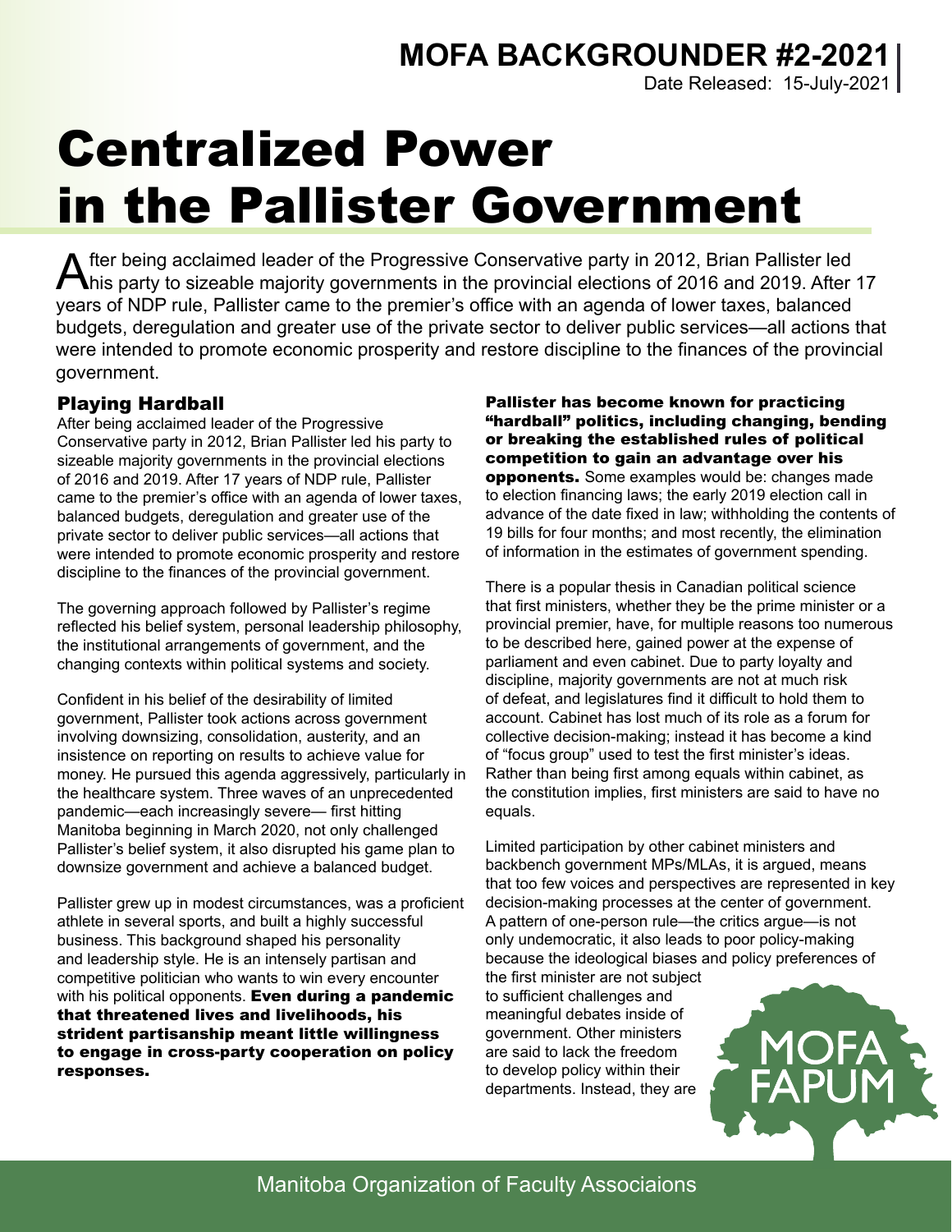MOFA BACKGROUNDER #2-2021

Date Released: 15-July-2021

# Centralized Power in the Pallister Government

After being acclaimed leader of the Progressive Conservative party in 2012, Brian Pallister led his party to sizeable majority governments in the provincial elections of 2016 and 2019. After 17 years of NDP rule, Pallister came to the premier's office with an agenda of lower taxes, balanced budgets, deregulation and greater use of the private sector to deliver public services—all actions that were intended to promote economic prosperity and restore discipline to the finances of the provincial government.

## Playing Hardball

After being acclaimed leader of the Progressive Conservative party in 2012, Brian Pallister led his party to sizeable majority governments in the provincial elections of 2016 and 2019. After 17 years of NDP rule, Pallister came to the premier's office with an agenda of lower taxes, balanced budgets, deregulation and greater use of the private sector to deliver public services—all actions that were intended to promote economic prosperity and restore discipline to the finances of the provincial government.

The governing approach followed by Pallister's regime reflected his belief system, personal leadership philosophy, the institutional arrangements of government, and the changing contexts within political systems and society.

Confident in his belief of the desirability of limited government, Pallister took actions across government involving downsizing, consolidation, austerity, and an insistence on reporting on results to achieve value for money. He pursued this agenda aggressively, particularly in the healthcare system. Three waves of an unprecedented pandemic—each increasingly severe— first hitting Manitoba beginning in March 2020, not only challenged Pallister's belief system, it also disrupted his game plan to downsize government and achieve a balanced budget.

Pallister grew up in modest circumstances, was a proficient athlete in several sports, and built a highly successful business. This background shaped his personality and leadership style. He is an intensely partisan and competitive politician who wants to win every encounter with his political opponents. **Even during a pandemic that threatened lives and livelihoods, his strident partisanship meant little willingness to engage in cross-party cooperation on policy responses.**

**Pallister has become known for practicing "hardball" politics, including changing, bending or breaking the established rules of political competition to gain an advantage over his opponents.** Some examples would be: changes made to election financing laws; the early 2019 election call in advance of the date fixed in law; withholding the contents of 19 bills for four months; and most recently, the elimination of information in the estimates of government spending.

There is a popular thesis in Canadian political science that first ministers, whether they be the prime minister or a provincial premier, have, for multiple reasons too numerous to be described here, gained power at the expense of parliament and even cabinet. Due to party loyalty and discipline, majority governments are not at much risk of defeat, and legislatures find it difficult to hold them to account. Cabinet has lost much of its role as a forum for collective decision-making; instead it has become a kind of "focus group" used to test the first minister's ideas. Rather than being first among equals within cabinet, as the constitution implies, first ministers are said to have no equals.

Limited participation by other cabinet ministers and backbench government MPs/MLAs, it is argued, means that too few voices and perspectives are represented in key decision-making processes at the center of government. A pattern of one-person rule—the critics argue—is not only undemocratic, it also leads to poor policy-making because the ideological biases and policy preferences of the first minister are not subject to sufficient challenges and meaningful debates inside of government. Other ministers are said to lack the freedom to develop policy within their departments. Instead, they are

Manitoba Organization of Faculty Associaions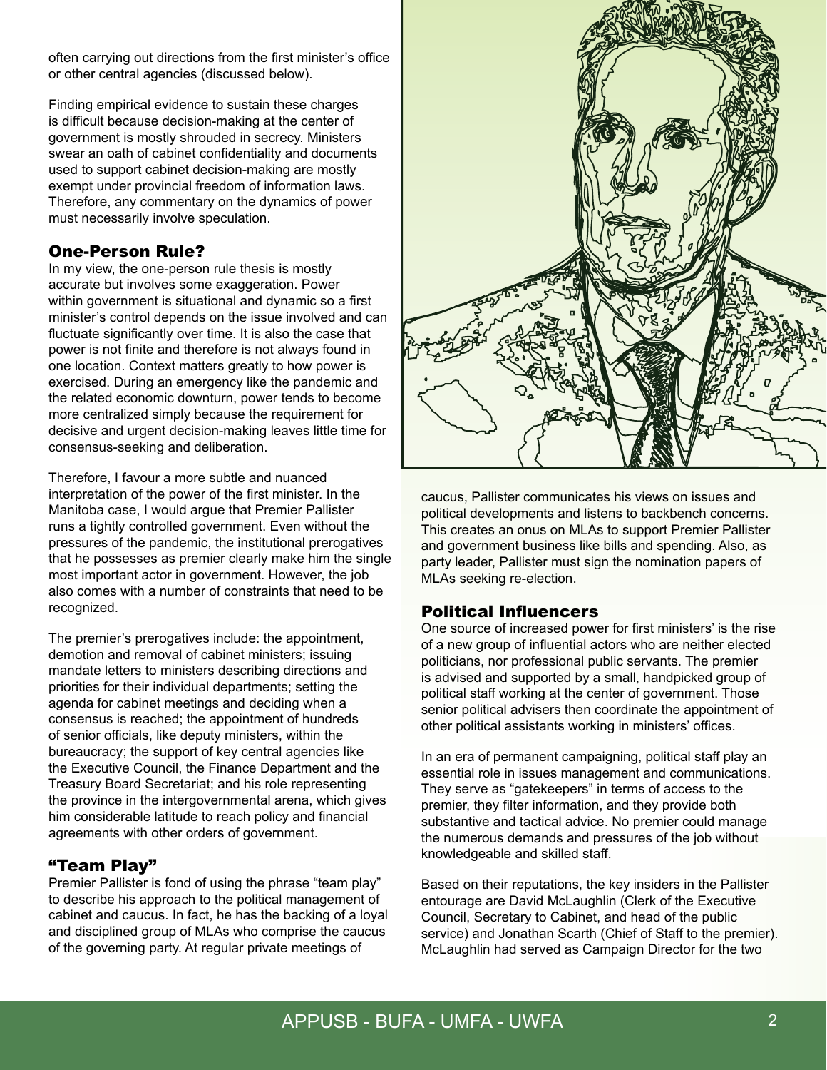often carrying out directions from the first minister's office or other central agencies (discussed below).

Finding empirical evidence to sustain these charges is difficult because decision-making at the center of government is mostly shrouded in secrecy. Ministers swear an oath of cabinet confidentiality and documents used to support cabinet decision-making are mostly exempt under provincial freedom of information laws. Therefore, any commentary on the dynamics of power must necessarily involve speculation.

## One-Person Rule?

In my view, the one-person rule thesis is mostly accurate but involves some exaggeration. Power within government is situational and dynamic so a first minister's control depends on the issue involved and can fluctuate significantly over time. It is also the case that power is not finite and therefore is not always found in one location. Context matters greatly to how power is exercised. During an emergency like the pandemic and the related economic downturn, power tends to become more centralized simply because the requirement for decisive and urgent decision-making leaves little time for consensus-seeking and deliberation.

Therefore, I favour a more subtle and nuanced interpretation of the power of the first minister. In the Manitoba case, I would argue that Premier Pallister runs a tightly controlled government. Even without the pressures of the pandemic, the institutional prerogatives that he possesses as premier clearly make him the single most important actor in government. However, the job also comes with a number of constraints that need to be recognized.

The premier's prerogatives include: the appointment, demotion and removal of cabinet ministers; issuing mandate letters to ministers describing directions and priorities for their individual departments; setting the agenda for cabinet meetings and deciding when a consensus is reached; the appointment of hundreds of senior officials, like deputy ministers, within the bureaucracy; the support of key central agencies like the Executive Council, the Finance Department and the Treasury Board Secretariat; and his role representing the province in the intergovernmental arena, which gives him considerable latitude to reach policy and financial agreements with other orders of government.

## "Team Play"

Premier Pallister is fond of using the phrase "team play" to describe his approach to the political management of cabinet and caucus. In fact, he has the backing of a loyal and disciplined group of MLAs who comprise the caucus of the governing party. At regular private meetings of caucus, Pallister communicates his views on issues and political developments and listens to backbench concerns. This creates an onus on MLAs to support Premier Pallister and government business like bills and spending. Also, as party leader, Pallister must sign the nomination papers of MLAs seeking re-election.

## Political Influencers

One source of increased power for first ministers' is the rise of a new group of influential actors who are neither elected politicians, nor professional public servants. The premier is advised and supported by a small, handpicked group of political staff working at the center of government. Those senior political advisers then coordinate the appointment of other political assistants working in ministers' offices.

In an era of permanent campaigning, political staff play an essential role in issues management and communications. They serve as "gatekeepers" in terms of access to the premier, they filter information, and they provide both substantive and tactical advice. No premier could manage the numerous demands and pressures of the job without knowledgeable and skilled staff.

Based on their reputations, the key insiders in the Pallister entourage are David McLaughlin (Clerk of the Executive Council, Secretary to Cabinet, and head of the public service) and Jonathan Scarth (Chief of Staff to the premier). McLaughlin had served as Campaign Director for the two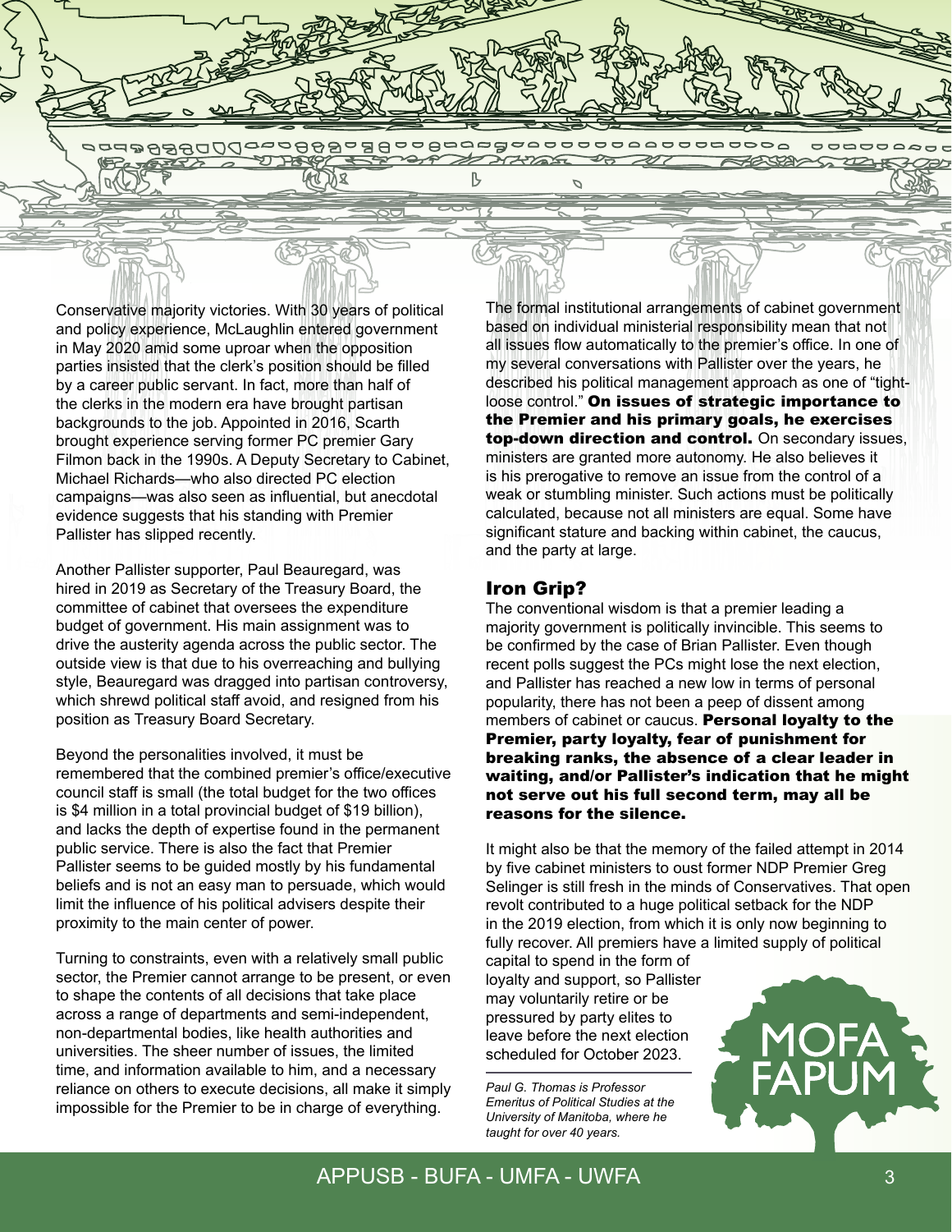Conservative majority victories. With 30 years of political and policy experience, McLaughlin entered government in May 2020 amid some uproar when the opposition parties insisted that the clerk's position should be filled by a career public servant. In fact, more than half of the clerks in the modern era have brought partisan backgrounds to the job. Appointed in 2016, Scarth brought experience serving former PC premier Gary Filmon back in the 1990s. A Deputy Secretary to Cabinet, Michael Richards—who also directed PC election campaigns—was also seen as influential, but anecdotal evidence suggests that his standing with Premier Pallister has slipped recently.

Another Pallister supporter, Paul Beauregard, was hired in 2019 as Secretary of the Treasury Board, the committee of cabinet that oversees the expenditure budget of government. His main assignment was to drive the austerity agenda across the public sector. The outside view is that due to his overreaching and bullying style, Beauregard was dragged into partisan controversy, which shrewd political staff avoid, and resigned from his position as Treasury Board Secretary.

Beyond the personalities involved, it must be remembered that the combined premier's office/executive council staff is small (the total budget for the two offices is $4 million in a total provincial budget of $19 billion), and lacks the depth of expertise found in the permanent public service. There is also the fact that Premier Pallister seems to be guided mostly by his fundamental beliefs and is not an easy man to persuade, which would limit the influence of his political advisers despite their proximity to the main center of power.

Turning to constraints, even with a relatively small public sector, the Premier cannot arrange to be present, or even to shape the contents of all decisions that take place across a range of departments and semi-independent, non-departmental bodies, like health authorities and universities. The sheer number of issues, the limited time, and information available to him, and a necessary reliance on others to execute decisions, all make it simply impossible for the Premier to be in charge of everything.

The formal institutional arrangements of cabinet government based on individual ministerial responsibility mean that not all issues flow automatically to the premier's office. In one of my several conversations with Pallister over the years, he described his political management approach as one of "tight-loose control." **On issues of strategic importance to the Premier and his primary goals, he exercises top-down direction and control.** On secondary issues, ministers are granted more autonomy. He also believes it is his prerogative to remove an issue from the control of a weak or stumbling minister. Such actions must be politically calculated, because not all ministers are equal. Some have significant stature and backing within cabinet, the caucus, and the party at large.

## Iron Grip?

The conventional wisdom is that a premier leading a majority government is politically invincible. This seems to be confirmed by the case of Brian Pallister. Even though recent polls suggest the PCs might lose the next election, and Pallister has reached a new low in terms of personal popularity, there has not been a peep of dissent among members of cabinet or caucus. **Personal loyalty to the Premier, party loyalty, fear of punishment for breaking ranks, the absence of a clear leader in waiting, and/or Pallister's indication that he might not serve out his full second term, may all be reasons for the silence.**

It might also be that the memory of the failed attempt in 2014 by five cabinet ministers to oust former NDP Premier Greg Selinger is still fresh in the minds of Conservatives. That open revolt contributed to a huge political setback for the NDP in the 2019 election, from which it is only now beginning to fully recover. All premiers have a limited supply of political capital to spend in the form of loyalty and support, so Pallister may voluntarily retire or be pressured by party elites to leave before the next election scheduled for October 2023.

---

*Paul G. Thomas is Professor Emeritus of Political Studies at the University of Manitoba, where he taught for over 40 years.*